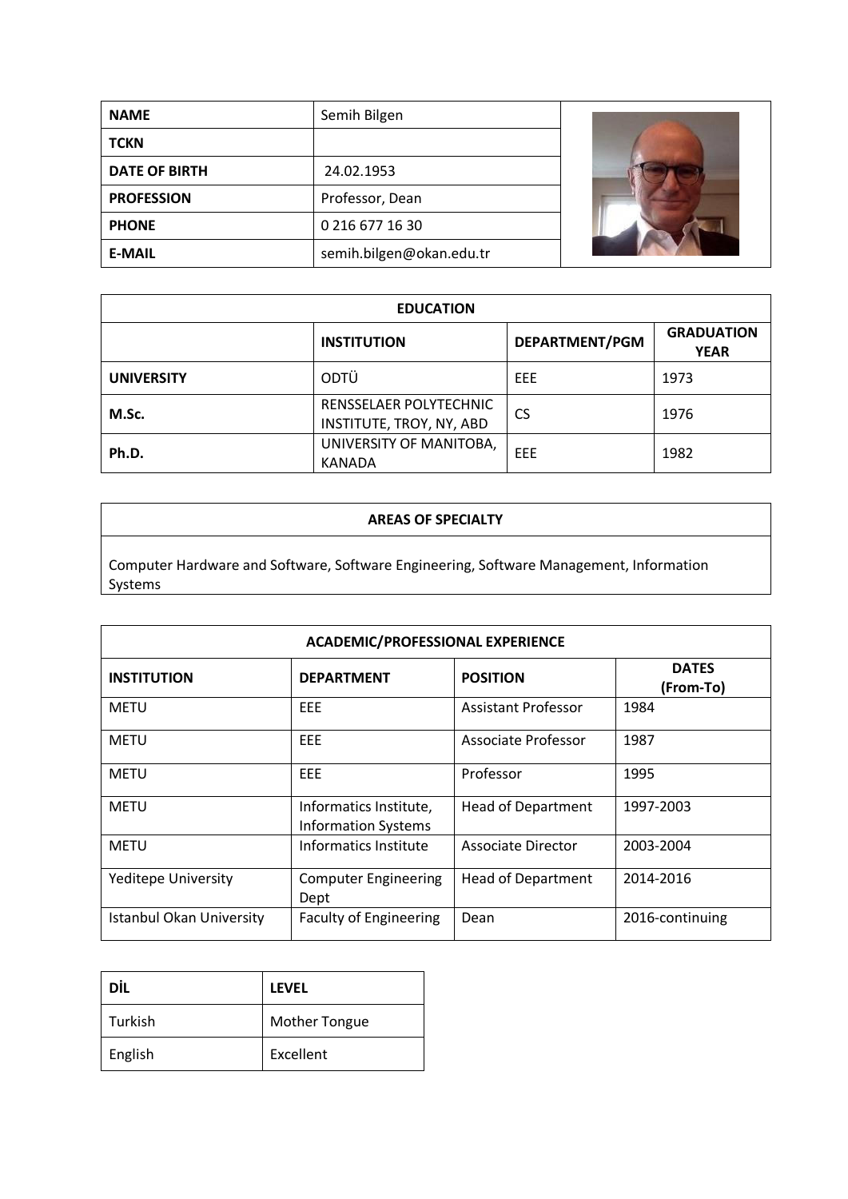| NAME | Semih Bilgen |
| --- | --- |
| TCKN | |
| DATE OF BIRTH | 24.02.1953 |
| PROFESSION | Professor, Dean |
| PHONE | 0 216 677 16 30 |
| E-MAIL | semih.bilgen@okan.edu.tr |

| EDUCATION | | | |
| --- | --- | --- | --- |
| | INSTITUTION | DEPARTMENT/PGM | GRADUATION YEAR |
| UNIVERSITY | ODTÜ | EEE | 1973 |
| M.Sc. | RENSSELAER POLYTECHNIC INSTITUTE, TROY, NY, ABD | CS | 1976 |
| Ph.D. | UNIVERSITY OF MANITOBA, KANADA | EEE | 1982 |

| AREAS OF SPECIALTY |
| --- |
| Computer Hardware and Software, Software Engineering, Software Management, Information Systems |

| ACADEMIC/PROFESSIONAL EXPERIENCE | | | |
| --- | --- | --- | --- |
| INSTITUTION | DEPARTMENT | POSITION | DATES (From-To) |
| METU | EEE | Assistant Professor | 1984 |
| METU | EEE | Associate Professor | 1987 |
| METU | EEE | Professor | 1995 |
| METU | Informatics Institute, Information Systems | Head of Department | 1997-2003 |
| METU | Informatics Institute | Associate Director | 2003-2004 |
| Yeditepe University | Computer Engineering Dept | Head of Department | 2014-2016 |
| Istanbul Okan University | Faculty of Engineering | Dean | 2016-continuing |

| DİL | LEVEL |
| --- | --- |
| Turkish | Mother Tongue |
| English | Excellent |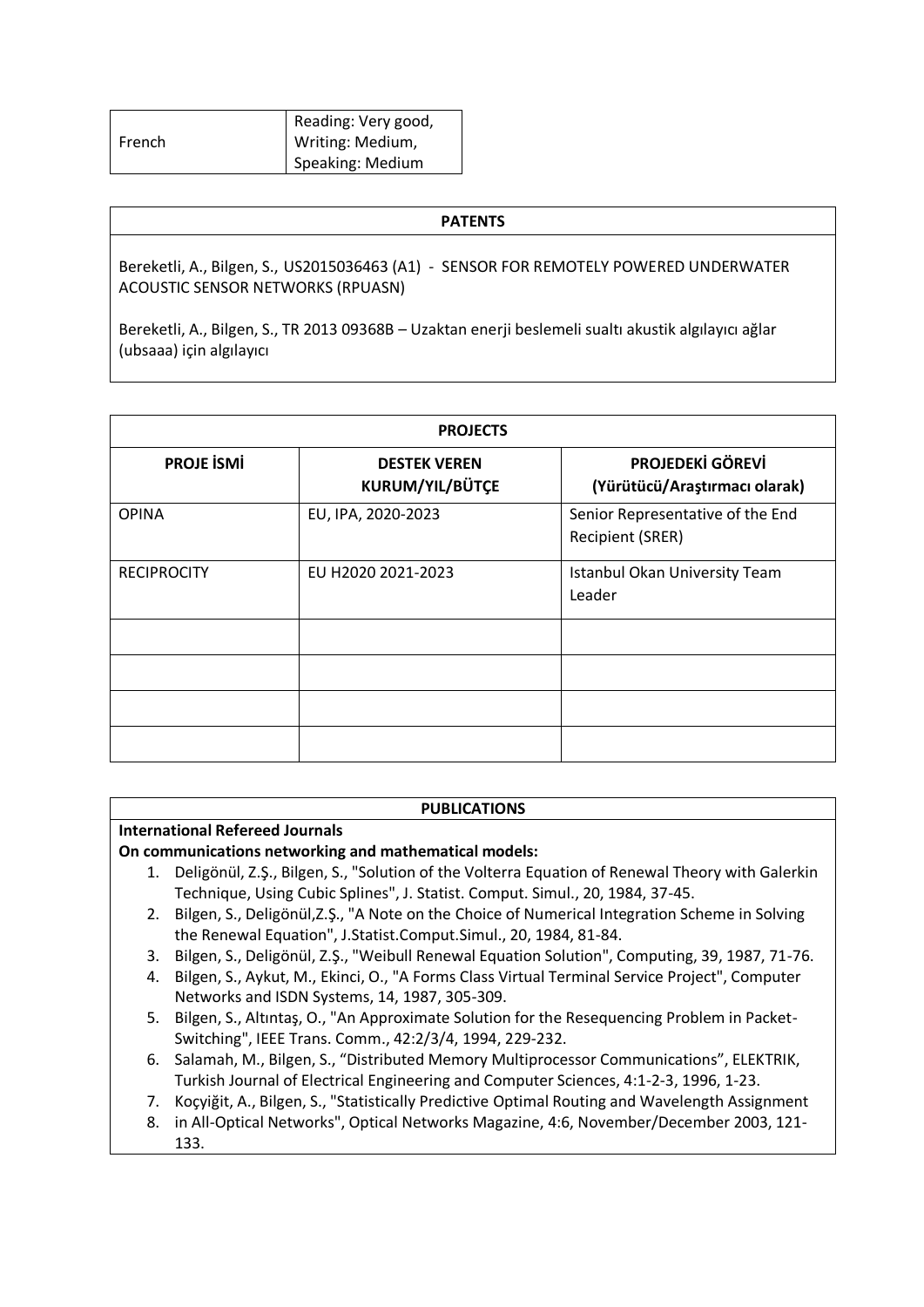| French | Reading: Very good, Writing: Medium, Speaking: Medium |
|---|---|

## PATENTS

Bereketli, A., Bilgen, S., US2015036463 (A1) - SENSOR FOR REMOTELY POWERED UNDERWATER ACOUSTIC SENSOR NETWORKS (RPUASN)

Bereketli, A., Bilgen, S., TR 2013 09368B – Uzaktan enerji beslemeli sualtı akustik algılayıcı ağlar (ubsaaa) için algılayıcı

## PROJECTS

| PROJE İSMİ | DESTEK VEREN KURUM/YIL/BÜTÇE | PROJEDEKİ GÖREVİ (Yürütücü/Araştırmacı olarak) |
|---|---|---|
| OPINA | EU, IPA, 2020-2023 | Senior Representative of the End Recipient (SRER) |
| RECIPROCITY | EU H2020 2021-2023 | Istanbul Okan University Team Leader |
| | | |
| | | |
| | | |
| | | |

## PUBLICATIONS

**International Refereed Journals**

**On communications networking and mathematical models:**

1. Deligönül, Z.Ş., Bilgen, S., "Solution of the Volterra Equation of Renewal Theory with Galerkin Technique, Using Cubic Splines", J. Statist. Comput. Simul., 20, 1984, 37-45.
2. Bilgen, S., Deligönül,Z.Ş., "A Note on the Choice of Numerical Integration Scheme in Solving the Renewal Equation", J.Statist.Comput.Simul., 20, 1984, 81-84.
3. Bilgen, S., Deligönül, Z.Ş., "Weibull Renewal Equation Solution", Computing, 39, 1987, 71-76.
4. Bilgen, S., Aykut, M., Ekinci, O., "A Forms Class Virtual Terminal Service Project", Computer Networks and ISDN Systems, 14, 1987, 305-309.
5. Bilgen, S., Altıntaş, O., "An Approximate Solution for the Resequencing Problem in Packet-Switching", IEEE Trans. Comm., 42:2/3/4, 1994, 229-232.
6. Salamah, M., Bilgen, S., "Distributed Memory Multiprocessor Communications", ELEKTRIK, Turkish Journal of Electrical Engineering and Computer Sciences, 4:1-2-3, 1996, 1-23.
7. Koçyiğit, A., Bilgen, S., "Statistically Predictive Optimal Routing and Wavelength Assignment
8. in All-Optical Networks", Optical Networks Magazine, 4:6, November/December 2003, 121-133.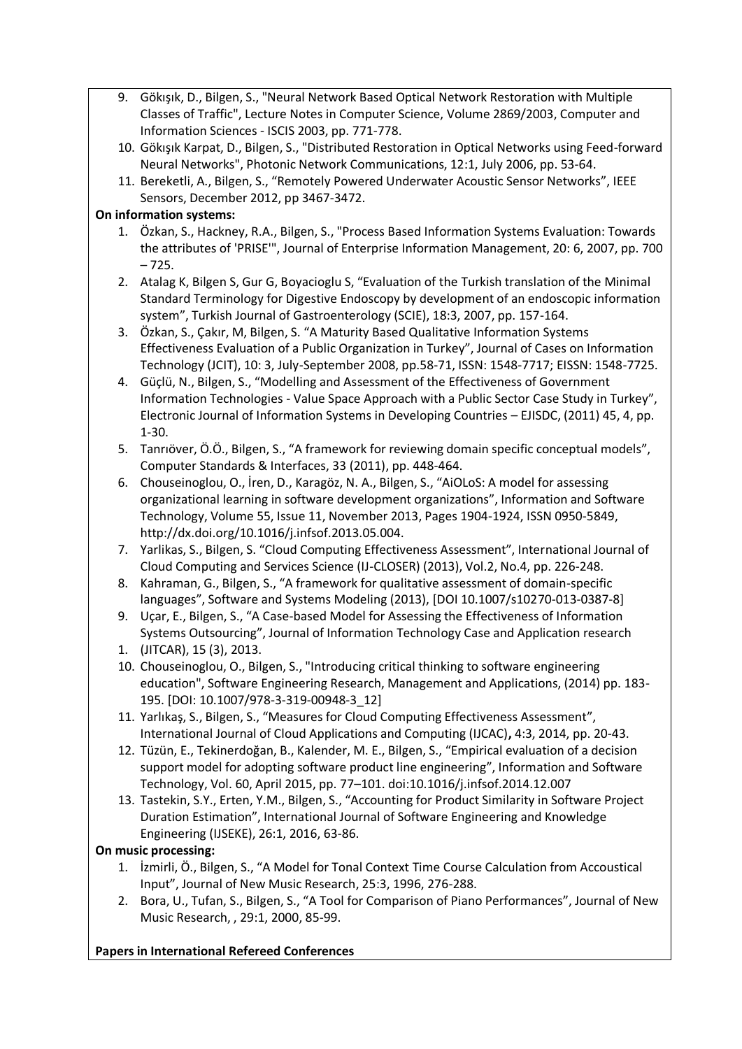9. Gökışık, D., Bilgen, S., "Neural Network Based Optical Network Restoration with Multiple Classes of Traffic", Lecture Notes in Computer Science, Volume 2869/2003, Computer and Information Sciences - ISCIS 2003, pp. 771-778.
10. Gökışık Karpat, D., Bilgen, S., "Distributed Restoration in Optical Networks using Feed-forward Neural Networks", Photonic Network Communications, 12:1, July 2006, pp. 53-64.
11. Bereketli, A., Bilgen, S., "Remotely Powered Underwater Acoustic Sensor Networks", IEEE Sensors, December 2012, pp 3467-3472.

**On information systems:**

1. Özkan, S., Hackney, R.A., Bilgen, S., "Process Based Information Systems Evaluation: Towards the attributes of 'PRISE'", Journal of Enterprise Information Management, 20: 6, 2007, pp. 700 – 725.
2. Atalag K, Bilgen S, Gur G, Boyacioglu S, "Evaluation of the Turkish translation of the Minimal Standard Terminology for Digestive Endoscopy by development of an endoscopic information system", Turkish Journal of Gastroenterology (SCIE), 18:3, 2007, pp. 157-164.
3. Özkan, S., Çakır, M, Bilgen, S. "A Maturity Based Qualitative Information Systems Effectiveness Evaluation of a Public Organization in Turkey", Journal of Cases on Information Technology (JCIT), 10: 3, July-September 2008, pp.58-71, ISSN: 1548-7717; EISSN: 1548-7725.
4. Güçlü, N., Bilgen, S., "Modelling and Assessment of the Effectiveness of Government Information Technologies - Value Space Approach with a Public Sector Case Study in Turkey", Electronic Journal of Information Systems in Developing Countries – EJISDC, (2011) 45, 4, pp. 1-30.
5. Tanrıöver, Ö.Ö., Bilgen, S., "A framework for reviewing domain specific conceptual models", Computer Standards & Interfaces, 33 (2011), pp. 448-464.
6. Chouseinoglou, O., İren, D., Karagöz, N. A., Bilgen, S., "AiOLoS: A model for assessing organizational learning in software development organizations", Information and Software Technology, Volume 55, Issue 11, November 2013, Pages 1904-1924, ISSN 0950-5849, http://dx.doi.org/10.1016/j.infsof.2013.05.004.
7. Yarlikas, S., Bilgen, S. "Cloud Computing Effectiveness Assessment", International Journal of Cloud Computing and Services Science (IJ-CLOSER) (2013), Vol.2, No.4, pp. 226-248.
8. Kahraman, G., Bilgen, S., "A framework for qualitative assessment of domain-specific languages", Software and Systems Modeling (2013), [DOI 10.1007/s10270-013-0387-8]
9. Uçar, E., Bilgen, S., "A Case-based Model for Assessing the Effectiveness of Information Systems Outsourcing", Journal of Information Technology Case and Application research
1. (JITCAR), 15 (3), 2013.
10. Chouseinoglou, O., Bilgen, S., "Introducing critical thinking to software engineering education", Software Engineering Research, Management and Applications, (2014) pp. 183-195. [DOI: 10.1007/978-3-319-00948-3_12]
11. Yarlıkaş, S., Bilgen, S., "Measures for Cloud Computing Effectiveness Assessment", International Journal of Cloud Applications and Computing (IJCAC)**,** 4:3, 2014, pp. 20-43.
12. Tüzün, E., Tekinerdoğan, B., Kalender, M. E., Bilgen, S., "Empirical evaluation of a decision support model for adopting software product line engineering", Information and Software Technology, Vol. 60, April 2015, pp. 77–101. doi:10.1016/j.infsof.2014.12.007
13. Tastekin, S.Y., Erten, Y.M., Bilgen, S., "Accounting for Product Similarity in Software Project Duration Estimation", International Journal of Software Engineering and Knowledge Engineering (IJSEKE), 26:1, 2016, 63-86.

**On music processing:**

1. İzmirli, Ö., Bilgen, S., "A Model for Tonal Context Time Course Calculation from Accoustical Input", Journal of New Music Research, 25:3, 1996, 276-288.
2. Bora, U., Tufan, S., Bilgen, S., "A Tool for Comparison of Piano Performances", Journal of New Music Research, , 29:1, 2000, 85-99.

**Papers in International Refereed Conferences**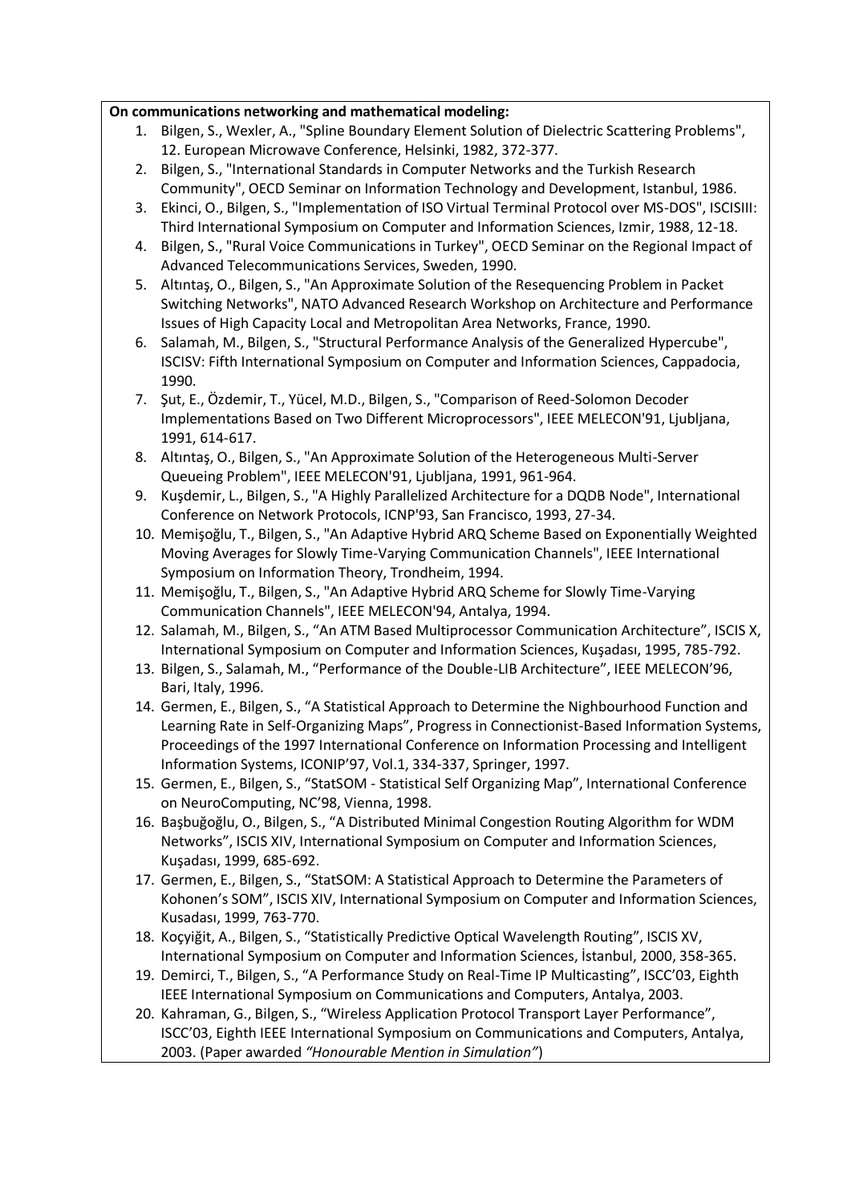**On communications networking and mathematical modeling:**

1. Bilgen, S., Wexler, A., "Spline Boundary Element Solution of Dielectric Scattering Problems", 12. European Microwave Conference, Helsinki, 1982, 372-377.
2. Bilgen, S., "International Standards in Computer Networks and the Turkish Research Community", OECD Seminar on Information Technology and Development, Istanbul, 1986.
3. Ekinci, O., Bilgen, S., "Implementation of ISO Virtual Terminal Protocol over MS-DOS", ISCISIII: Third International Symposium on Computer and Information Sciences, Izmir, 1988, 12-18.
4. Bilgen, S., "Rural Voice Communications in Turkey", OECD Seminar on the Regional Impact of Advanced Telecommunications Services, Sweden, 1990.
5. Altıntaş, O., Bilgen, S., "An Approximate Solution of the Resequencing Problem in Packet Switching Networks", NATO Advanced Research Workshop on Architecture and Performance Issues of High Capacity Local and Metropolitan Area Networks, France, 1990.
6. Salamah, M., Bilgen, S., "Structural Performance Analysis of the Generalized Hypercube", ISCISV: Fifth International Symposium on Computer and Information Sciences, Cappadocia, 1990.
7. Şut, E., Özdemir, T., Yücel, M.D., Bilgen, S., "Comparison of Reed-Solomon Decoder Implementations Based on Two Different Microprocessors", IEEE MELECON'91, Ljubljana, 1991, 614-617.
8. Altıntaş, O., Bilgen, S., "An Approximate Solution of the Heterogeneous Multi-Server Queueing Problem", IEEE MELECON'91, Ljubljana, 1991, 961-964.
9. Kuşdemir, L., Bilgen, S., "A Highly Parallelized Architecture for a DQDB Node", International Conference on Network Protocols, ICNP'93, San Francisco, 1993, 27-34.
10. Memişoğlu, T., Bilgen, S., "An Adaptive Hybrid ARQ Scheme Based on Exponentially Weighted Moving Averages for Slowly Time-Varying Communication Channels", IEEE International Symposium on Information Theory, Trondheim, 1994.
11. Memişoğlu, T., Bilgen, S., "An Adaptive Hybrid ARQ Scheme for Slowly Time-Varying Communication Channels", IEEE MELECON'94, Antalya, 1994.
12. Salamah, M., Bilgen, S., "An ATM Based Multiprocessor Communication Architecture", ISCIS X, International Symposium on Computer and Information Sciences, Kuşadası, 1995, 785-792.
13. Bilgen, S., Salamah, M., "Performance of the Double-LIB Architecture", IEEE MELECON'96, Bari, Italy, 1996.
14. Germen, E., Bilgen, S., "A Statistical Approach to Determine the Nighbourhood Function and Learning Rate in Self-Organizing Maps", Progress in Connectionist-Based Information Systems, Proceedings of the 1997 International Conference on Information Processing and Intelligent Information Systems, ICONIP'97, Vol.1, 334-337, Springer, 1997.
15. Germen, E., Bilgen, S., "StatSOM - Statistical Self Organizing Map", International Conference on NeuroComputing, NC'98, Vienna, 1998.
16. Başbuğoğlu, O., Bilgen, S., "A Distributed Minimal Congestion Routing Algorithm for WDM Networks", ISCIS XIV, International Symposium on Computer and Information Sciences, Kuşadası, 1999, 685-692.
17. Germen, E., Bilgen, S., "StatSOM: A Statistical Approach to Determine the Parameters of Kohonen's SOM", ISCIS XIV, International Symposium on Computer and Information Sciences, Kusadası, 1999, 763-770.
18. Koçyiğit, A., Bilgen, S., "Statistically Predictive Optical Wavelength Routing", ISCIS XV, International Symposium on Computer and Information Sciences, İstanbul, 2000, 358-365.
19. Demirci, T., Bilgen, S., "A Performance Study on Real-Time IP Multicasting", ISCC'03, Eighth IEEE International Symposium on Communications and Computers, Antalya, 2003.
20. Kahraman, G., Bilgen, S., "Wireless Application Protocol Transport Layer Performance", ISCC'03, Eighth IEEE International Symposium on Communications and Computers, Antalya, 2003. (Paper awarded *"Honourable Mention in Simulation"*)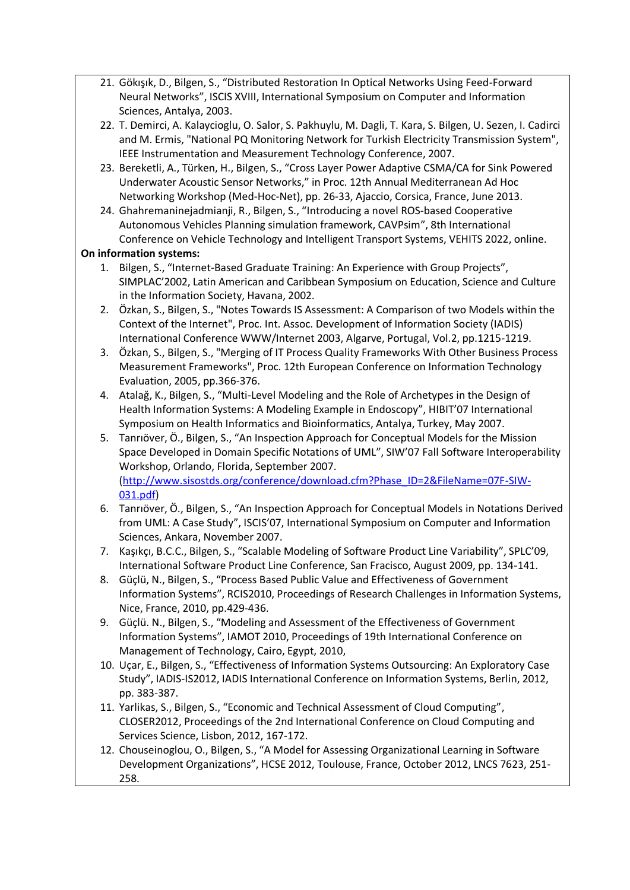21. Gökışık, D., Bilgen, S., “Distributed Restoration In Optical Networks Using Feed-Forward Neural Networks”, ISCIS XVIII, International Symposium on Computer and Information Sciences, Antalya, 2003.
22. T. Demirci, A. Kalaycioglu, O. Salor, S. Pakhuylu, M. Dagli, T. Kara, S. Bilgen, U. Sezen, I. Cadirci and M. Ermis, "National PQ Monitoring Network for Turkish Electricity Transmission System", IEEE Instrumentation and Measurement Technology Conference, 2007.
23. Bereketli, A., Türken, H., Bilgen, S., “Cross Layer Power Adaptive CSMA/CA for Sink Powered Underwater Acoustic Sensor Networks,” in Proc. 12th Annual Mediterranean Ad Hoc Networking Workshop (Med-Hoc-Net), pp. 26-33, Ajaccio, Corsica, France, June 2013.
24. Ghahremaninejadmianji, R., Bilgen, S., “Introducing a novel ROS-based Cooperative Autonomous Vehicles Planning simulation framework, CAVPsim”, 8th International Conference on Vehicle Technology and Intelligent Transport Systems, VEHITS 2022, online.

**On information systems:**

1. Bilgen, S., “Internet-Based Graduate Training: An Experience with Group Projects”, SIMPLAC’2002, Latin American and Caribbean Symposium on Education, Science and Culture in the Information Society, Havana, 2002.
2. Özkan, S., Bilgen, S., "Notes Towards IS Assessment: A Comparison of two Models within the Context of the Internet", Proc. Int. Assoc. Development of Information Society (IADIS) International Conference WWW/Internet 2003, Algarve, Portugal, Vol.2, pp.1215-1219.
3. Özkan, S., Bilgen, S., "Merging of IT Process Quality Frameworks With Other Business Process Measurement Frameworks", Proc. 12th European Conference on Information Technology Evaluation, 2005, pp.366-376.
4. Atalağ, K., Bilgen, S., “Multi-Level Modeling and the Role of Archetypes in the Design of Health Information Systems: A Modeling Example in Endoscopy”, HIBIT’07 International Symposium on Health Informatics and Bioinformatics, Antalya, Turkey, May 2007.
5. Tanrıöver, Ö., Bilgen, S., “An Inspection Approach for Conceptual Models for the Mission Space Developed in Domain Specific Notations of UML”, SIW’07 Fall Software Interoperability Workshop, Orlando, Florida, September 2007. (http://www.sisostds.org/conference/download.cfm?Phase_ID=2&FileName=07F-SIW-031.pdf)
6. Tanrıöver, Ö., Bilgen, S., “An Inspection Approach for Conceptual Models in Notations Derived from UML: A Case Study”, ISCIS’07, International Symposium on Computer and Information Sciences, Ankara, November 2007.
7. Kaşıkçı, B.C.C., Bilgen, S., “Scalable Modeling of Software Product Line Variability”, SPLC’09, International Software Product Line Conference, San Fracisco, August 2009, pp. 134-141.
8. Güçlü, N., Bilgen, S., “Process Based Public Value and Effectiveness of Government Information Systems”, RCIS2010, Proceedings of Research Challenges in Information Systems, Nice, France, 2010, pp.429-436.
9. Güçlü. N., Bilgen, S., “Modeling and Assessment of the Effectiveness of Government Information Systems”, IAMOT 2010, Proceedings of 19th International Conference on Management of Technology, Cairo, Egypt, 2010,
10. Uçar, E., Bilgen, S., “Effectiveness of Information Systems Outsourcing: An Exploratory Case Study”, IADIS-IS2012, IADIS International Conference on Information Systems, Berlin, 2012, pp. 383-387.
11. Yarlikas, S., Bilgen, S., “Economic and Technical Assessment of Cloud Computing”, CLOSER2012, Proceedings of the 2nd International Conference on Cloud Computing and Services Science, Lisbon, 2012, 167-172.
12. Chouseinoglou, O., Bilgen, S., “A Model for Assessing Organizational Learning in Software Development Organizations”, HCSE 2012, Toulouse, France, October 2012, LNCS 7623, 251-258.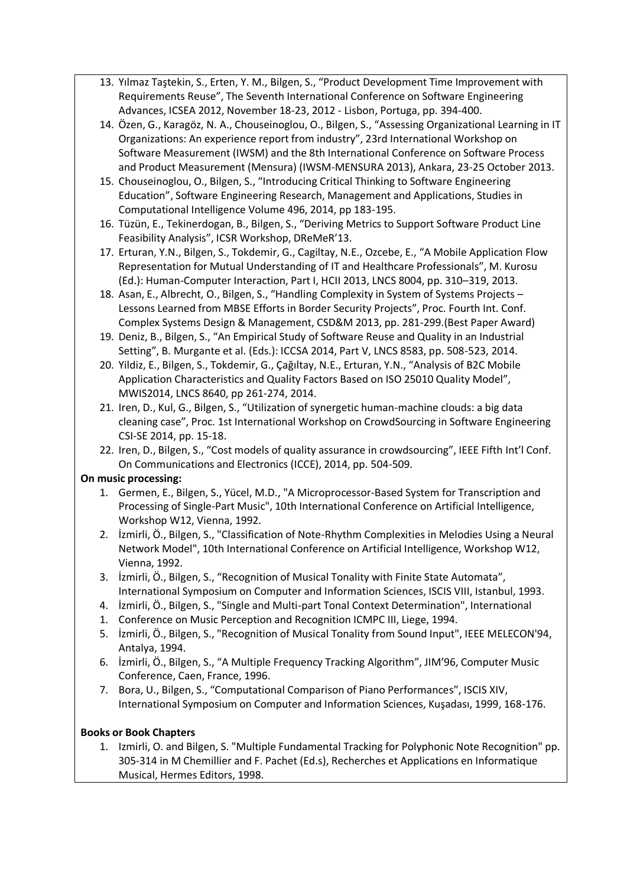13. Yılmaz Taştekin, S., Erten, Y. M., Bilgen, S., "Product Development Time Improvement with Requirements Reuse", The Seventh International Conference on Software Engineering Advances, ICSEA 2012, November 18-23, 2012 - Lisbon, Portuga, pp. 394-400.
14. Özen, G., Karagöz, N. A., Chouseinoglou, O., Bilgen, S., "Assessing Organizational Learning in IT Organizations: An experience report from industry", 23rd International Workshop on Software Measurement (IWSM) and the 8th International Conference on Software Process and Product Measurement (Mensura) (IWSM-MENSURA 2013), Ankara, 23-25 October 2013.
15. Chouseinoglou, O., Bilgen, S., "Introducing Critical Thinking to Software Engineering Education", Software Engineering Research, Management and Applications, Studies in Computational Intelligence Volume 496, 2014, pp 183-195.
16. Tüzün, E., Tekinerdogan, B., Bilgen, S., "Deriving Metrics to Support Software Product Line Feasibility Analysis", ICSR Workshop, DReMeR'13.
17. Erturan, Y.N., Bilgen, S., Tokdemir, G., Cagiltay, N.E., Ozcebe, E., "A Mobile Application Flow Representation for Mutual Understanding of IT and Healthcare Professionals", M. Kurosu (Ed.): Human-Computer Interaction, Part I, HCII 2013, LNCS 8004, pp. 310–319, 2013.
18. Asan, E., Albrecht, O., Bilgen, S., "Handling Complexity in System of Systems Projects – Lessons Learned from MBSE Efforts in Border Security Projects", Proc. Fourth Int. Conf. Complex Systems Design & Management, CSD&M 2013, pp. 281-299.(Best Paper Award)
19. Deniz, B., Bilgen, S., "An Empirical Study of Software Reuse and Quality in an Industrial Setting", B. Murgante et al. (Eds.): ICCSA 2014, Part V, LNCS 8583, pp. 508-523, 2014.
20. Yildiz, E., Bilgen, S., Tokdemir, G., Çağıltay, N.E., Erturan, Y.N., "Analysis of B2C Mobile Application Characteristics and Quality Factors Based on ISO 25010 Quality Model", MWIS2014, LNCS 8640, pp 261-274, 2014.
21. Iren, D., Kul, G., Bilgen, S., "Utilization of synergetic human-machine clouds: a big data cleaning case", Proc. 1st International Workshop on CrowdSourcing in Software Engineering CSI-SE 2014, pp. 15-18.
22. Iren, D., Bilgen, S., "Cost models of quality assurance in crowdsourcing", IEEE Fifth Int'l Conf. On Communications and Electronics (ICCE), 2014, pp. 504-509.

**On music processing:**

1. Germen, E., Bilgen, S., Yücel, M.D., "A Microprocessor-Based System for Transcription and Processing of Single-Part Music", 10th International Conference on Artificial Intelligence, Workshop W12, Vienna, 1992.
2. İzmirli, Ö., Bilgen, S., "Classification of Note-Rhythm Complexities in Melodies Using a Neural Network Model", 10th International Conference on Artificial Intelligence, Workshop W12, Vienna, 1992.
3. İzmirli, Ö., Bilgen, S., "Recognition of Musical Tonality with Finite State Automata", International Symposium on Computer and Information Sciences, ISCIS VIII, Istanbul, 1993.
4. İzmirli, Ö., Bilgen, S., "Single and Multi-part Tonal Context Determination", International
1. Conference on Music Perception and Recognition ICMPC III, Liege, 1994.
5. İzmirli, Ö., Bilgen, S., "Recognition of Musical Tonality from Sound Input", IEEE MELECON'94, Antalya, 1994.
6. İzmirli, Ö., Bilgen, S., "A Multiple Frequency Tracking Algorithm", JIM'96, Computer Music Conference, Caen, France, 1996.
7. Bora, U., Bilgen, S., "Computational Comparison of Piano Performances", ISCIS XIV, International Symposium on Computer and Information Sciences, Kuşadası, 1999, 168-176.

**Books or Book Chapters**

1. Izmirli, O. and Bilgen, S. "Multiple Fundamental Tracking for Polyphonic Note Recognition" pp. 305-314 in M Chemillier and F. Pachet (Ed.s), Recherches et Applications en Informatique Musical, Hermes Editors, 1998.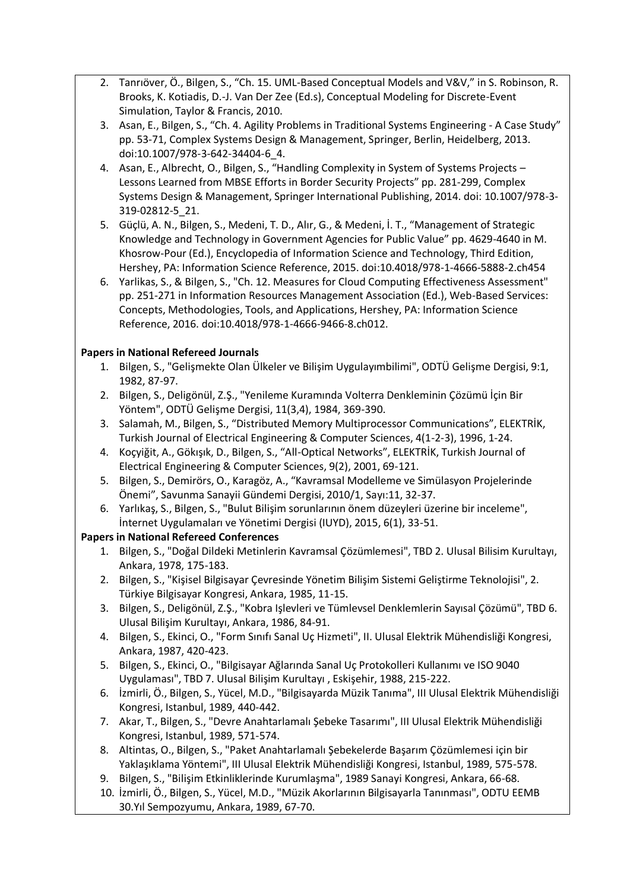2. Tanrıöver, Ö., Bilgen, S., “Ch. 15. UML-Based Conceptual Models and V&V,” in S. Robinson, R. Brooks, K. Kotiadis, D.-J. Van Der Zee (Ed.s), Conceptual Modeling for Discrete-Event Simulation, Taylor & Francis, 2010.
3. Asan, E., Bilgen, S., “Ch. 4. Agility Problems in Traditional Systems Engineering - A Case Study” pp. 53-71, Complex Systems Design & Management, Springer, Berlin, Heidelberg, 2013. doi:10.1007/978-3-642-34404-6_4.
4. Asan, E., Albrecht, O., Bilgen, S., “Handling Complexity in System of Systems Projects – Lessons Learned from MBSE Efforts in Border Security Projects” pp. 281-299, Complex Systems Design & Management, Springer International Publishing, 2014. doi: 10.1007/978-3-319-02812-5_21.
5. Güçlü, A. N., Bilgen, S., Medeni, T. D., Alır, G., & Medeni, İ. T., “Management of Strategic Knowledge and Technology in Government Agencies for Public Value” pp. 4629-4640 in M. Khosrow-Pour (Ed.), Encyclopedia of Information Science and Technology, Third Edition, Hershey, PA: Information Science Reference, 2015. doi:10.4018/978-1-4666-5888-2.ch454
6. Yarlikas, S., & Bilgen, S., "Ch. 12. Measures for Cloud Computing Effectiveness Assessment" pp. 251-271 in Information Resources Management Association (Ed.), Web-Based Services: Concepts, Methodologies, Tools, and Applications, Hershey, PA: Information Science Reference, 2016. doi:10.4018/978-1-4666-9466-8.ch012.

**Papers in National Refereed Journals**

1. Bilgen, S., "Gelişmekte Olan Ülkeler ve Bilişim Uygulayımbilimi", ODTÜ Gelişme Dergisi, 9:1, 1982, 87-97.
2. Bilgen, S., Deligönül, Z.Ş., "Yenileme Kuramında Volterra Denkleminin Çözümü İçin Bir Yöntem", ODTÜ Gelişme Dergisi, 11(3,4), 1984, 369-390.
3. Salamah, M., Bilgen, S., “Distributed Memory Multiprocessor Communications”, ELEKTRİK, Turkish Journal of Electrical Engineering & Computer Sciences, 4(1-2-3), 1996, 1-24.
4. Koçyiğit, A., Gökışık, D., Bilgen, S., “All-Optical Networks”, ELEKTRİK, Turkish Journal of Electrical Engineering & Computer Sciences, 9(2), 2001, 69-121.
5. Bilgen, S., Demirörs, O., Karagöz, A., “Kavramsal Modelleme ve Simülasyon Projelerinde Önemi”, Savunma Sanayii Gündemi Dergisi, 2010/1, Sayı:11, 32-37.
6. Yarlıkaş, S., Bilgen, S., "Bulut Bilişim sorunlarının önem düzeyleri üzerine bir inceleme", İnternet Uygulamaları ve Yönetimi Dergisi (IUYD), 2015, 6(1), 33-51.

**Papers in National Refereed Conferences**

1. Bilgen, S., "Doğal Dildeki Metinlerin Kavramsal Çözümlemesi", TBD 2. Ulusal Bilisim Kurultayı, Ankara, 1978, 175-183.
2. Bilgen, S., "Kişisel Bilgisayar Çevresinde Yönetim Bilişim Sistemi Geliştirme Teknolojisi", 2. Türkiye Bilgisayar Kongresi, Ankara, 1985, 11-15.
3. Bilgen, S., Deligönül, Z.Ş., "Kobra Işlevleri ve Tümlevsel Denklemlerin Sayısal Çözümü", TBD 6. Ulusal Bilişim Kurultayı, Ankara, 1986, 84-91.
4. Bilgen, S., Ekinci, O., "Form Sınıfı Sanal Uç Hizmeti", II. Ulusal Elektrik Mühendisliği Kongresi, Ankara, 1987, 420-423.
5. Bilgen, S., Ekinci, O., "Bilgisayar Ağlarında Sanal Uç Protokolleri Kullanımı ve ISO 9040 Uygulaması", TBD 7. Ulusal Bilişim Kurultayı , Eskişehir, 1988, 215-222.
6. İzmirli, Ö., Bilgen, S., Yücel, M.D., "Bilgisayarda Müzik Tanıma", III Ulusal Elektrik Mühendisliği Kongresi, Istanbul, 1989, 440-442.
7. Akar, T., Bilgen, S., "Devre Anahtarlamalı Şebeke Tasarımı", III Ulusal Elektrik Mühendisliği Kongresi, Istanbul, 1989, 571-574.
8. Altintas, O., Bilgen, S., "Paket Anahtarlamalı Şebekelerde Başarım Çözümlemesi için bir Yaklaşıklama Yöntemi", III Ulusal Elektrik Mühendisliği Kongresi, Istanbul, 1989, 575-578.
9. Bilgen, S., "Bilişim Etkinliklerinde Kurumlaşma", 1989 Sanayi Kongresi, Ankara, 66-68.
10. İzmirli, Ö., Bilgen, S., Yücel, M.D., "Müzik Akorlarının Bilgisayarla Tanınması", ODTU EEMB 30.Yıl Sempozyumu, Ankara, 1989, 67-70.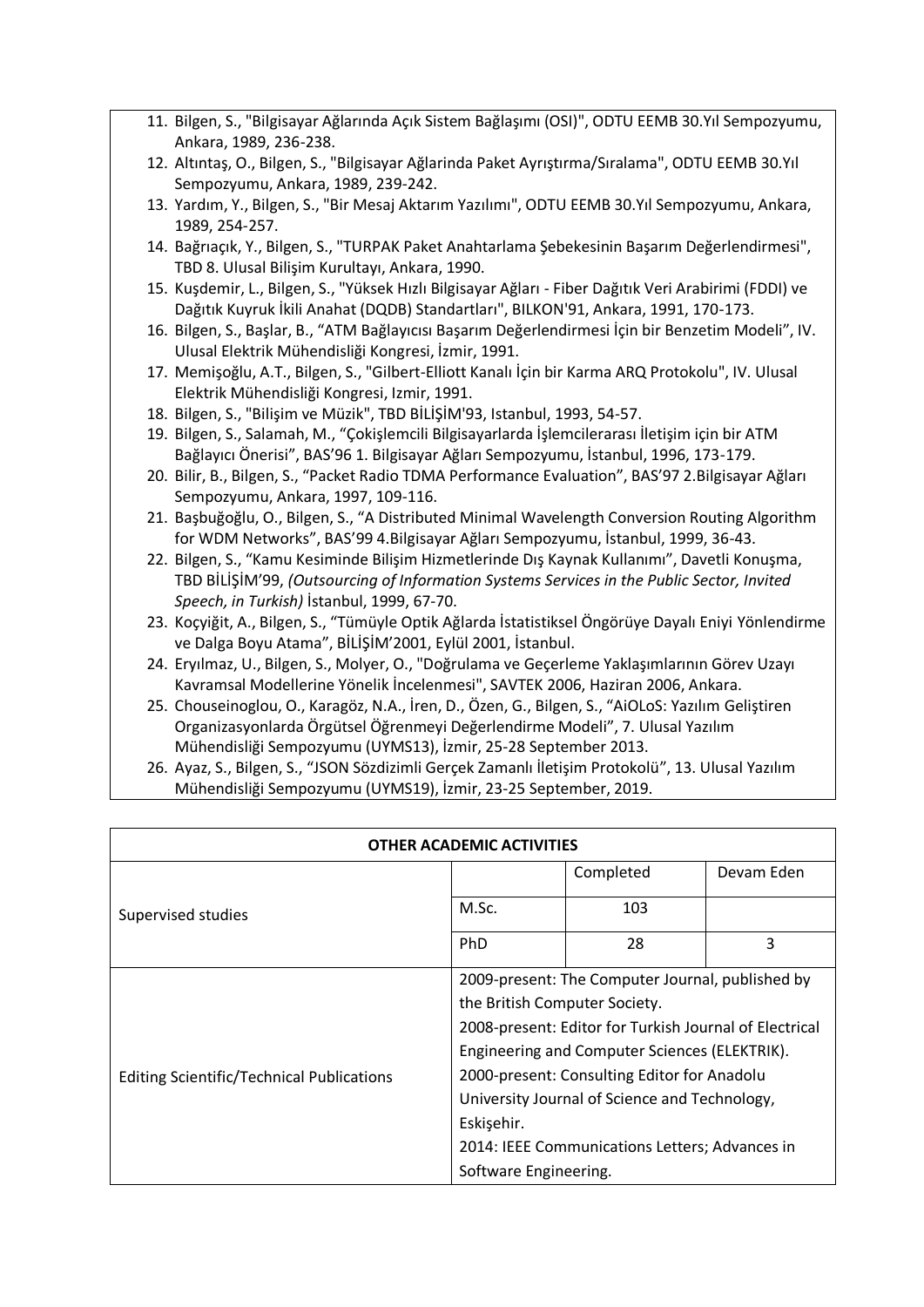11. Bilgen, S., "Bilgisayar Ağlarında Açık Sistem Bağlaşımı (OSI)", ODTU EEMB 30.Yıl Sempozyumu, Ankara, 1989, 236-238.
12. Altıntaş, O., Bilgen, S., "Bilgisayar Ağlarinda Paket Ayrıştırma/Sıralama", ODTU EEMB 30.Yıl Sempozyumu, Ankara, 1989, 239-242.
13. Yardım, Y., Bilgen, S., "Bir Mesaj Aktarım Yazılımı", ODTU EEMB 30.Yıl Sempozyumu, Ankara, 1989, 254-257.
14. Bağrıaçık, Y., Bilgen, S., "TURPAK Paket Anahtarlama Şebekesinin Başarım Değerlendirmesi", TBD 8. Ulusal Bilişim Kurultayı, Ankara, 1990.
15. Kuşdemir, L., Bilgen, S., "Yüksek Hızlı Bilgisayar Ağları - Fiber Dağıtık Veri Arabirimi (FDDI) ve Dağıtık Kuyruk İkili Anahat (DQDB) Standartları", BILKON'91, Ankara, 1991, 170-173.
16. Bilgen, S., Başlar, B., “ATM Bağlayıcısı Başarım Değerlendirmesi İçin bir Benzetim Modeli”, IV. Ulusal Elektrik Mühendisliği Kongresi, İzmir, 1991.
17. Memişoğlu, A.T., Bilgen, S., "Gilbert-Elliott Kanalı İçin bir Karma ARQ Protokolu", IV. Ulusal Elektrik Mühendisliği Kongresi, Izmir, 1991.
18. Bilgen, S., "Bilişim ve Müzik", TBD BİLİŞİM'93, Istanbul, 1993, 54-57.
19. Bilgen, S., Salamah, M., “Çokişlemcili Bilgisayarlarda İşlemcilerarası İletişim için bir ATM Bağlayıcı Önerisi”, BAS’96 1. Bilgisayar Ağları Sempozyumu, İstanbul, 1996, 173-179.
20. Bilir, B., Bilgen, S., “Packet Radio TDMA Performance Evaluation”, BAS’97 2.Bilgisayar Ağları Sempozyumu, Ankara, 1997, 109-116.
21. Başbuğoğlu, O., Bilgen, S., “A Distributed Minimal Wavelength Conversion Routing Algorithm for WDM Networks”, BAS’99 4.Bilgisayar Ağları Sempozyumu, İstanbul, 1999, 36-43.
22. Bilgen, S., “Kamu Kesiminde Bilişim Hizmetlerinde Dış Kaynak Kullanımı”, Davetli Konuşma, TBD BİLİŞİM’99, *(Outsourcing of Information Systems Services in the Public Sector, Invited Speech, in Turkish)* İstanbul, 1999, 67-70.
23. Koçyiğit, A., Bilgen, S., “Tümüyle Optik Ağlarda İstatistiksel Öngörüye Dayalı Eniyi Yönlendirme ve Dalga Boyu Atama”, BİLİŞİM’2001, Eylül 2001, İstanbul.
24. Eryılmaz, U., Bilgen, S., Molyer, O., "Doğrulama ve Geçerleme Yaklaşımlarının Görev Uzayı Kavramsal Modellerine Yönelik İncelenmesi", SAVTEK 2006, Haziran 2006, Ankara.
25. Chouseinoglou, O., Karagöz, N.A., İren, D., Özen, G., Bilgen, S., “AiOLoS: Yazılım Geliştiren Organizasyonlarda Örgütsel Öğrenmeyi Değerlendirme Modeli”, 7. Ulusal Yazılım Mühendisliği Sempozyumu (UYMS13), İzmir, 25-28 September 2013.
26. Ayaz, S., Bilgen, S., “JSON Sözdizimli Gerçek Zamanlı İletişim Protokolü”, 13. Ulusal Yazılım Mühendisliği Sempozyumu (UYMS19), İzmir, 23-25 September, 2019.

| **OTHER ACADEMIC ACTIVITIES** | | | |
|---|---|---|---|
| Supervised studies | | Completed | Devam Eden |
| | M.Sc. | 103 | |
| | PhD | 28 | 3 |
| Editing Scientific/Technical Publications | 2009-present: The Computer Journal, published by the British Computer Society. 2008-present: Editor for Turkish Journal of Electrical Engineering and Computer Sciences (ELEKTRIK). 2000-present: Consulting Editor for Anadolu University Journal of Science and Technology, Eskişehir. 2014: IEEE Communications Letters; Advances in Software Engineering. | | |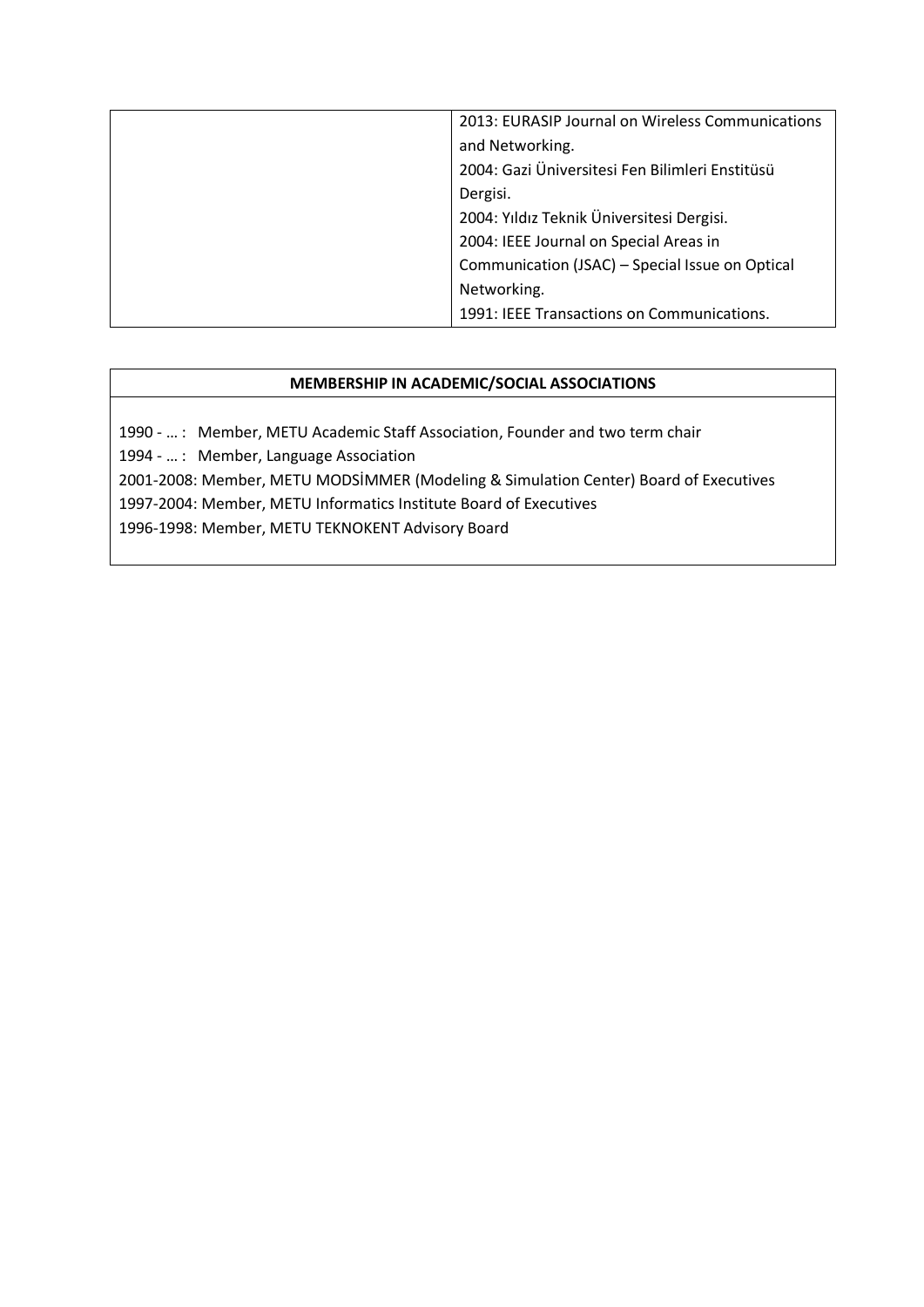| | |
|---|---|
| | 2013: EURASIP Journal on Wireless Communications and Networking.<br>2004: Gazi Üniversitesi Fen Bilimleri Enstitüsü Dergisi.<br>2004: Yıldız Teknik Üniversitesi Dergisi.<br>2004: IEEE Journal on Special Areas in Communication (JSAC) – Special Issue on Optical Networking.<br>1991: IEEE Transactions on Communications. |

**MEMBERSHIP IN ACADEMIC/SOCIAL ASSOCIATIONS**

1990 - … : Member, METU Academic Staff Association, Founder and two term chair
1994 - … : Member, Language Association
2001-2008: Member, METU MODSİMMER (Modeling & Simulation Center) Board of Executives
1997-2004: Member, METU Informatics Institute Board of Executives
1996-1998: Member, METU TEKNOKENT Advisory Board